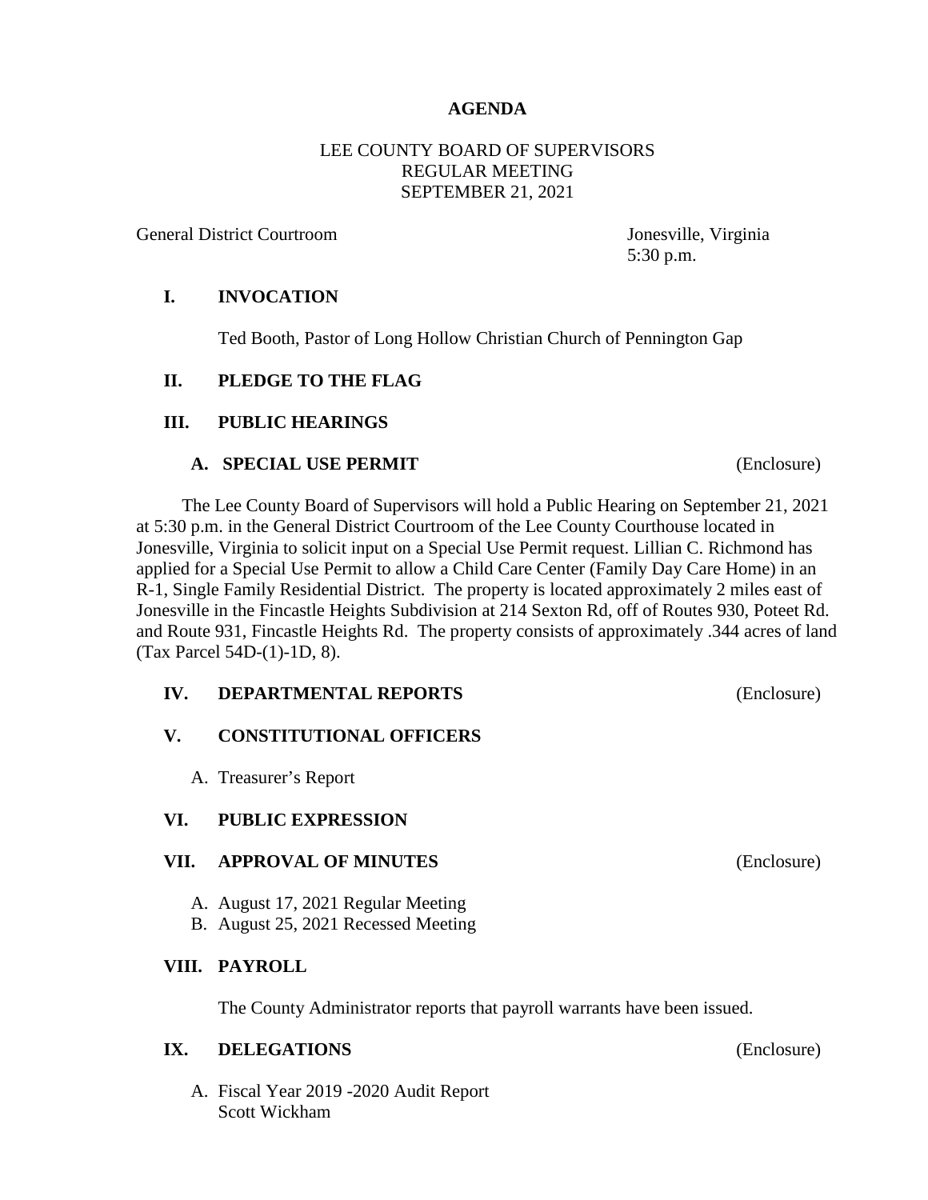# AGENDA

LEE COUNTY BOARD OF SUPERVISORS
REGULAR MEETING
SEPTEMBER 21, 2021

General District Courtroom | Jonesville, Virginia
5:30 p.m.

## I. INVOCATION

Ted Booth, Pastor of Long Hollow Christian Church of Pennington Gap

## II. PLEDGE TO THE FLAG

## III. PUBLIC HEARINGS

### A. SPECIAL USE PERMIT (Enclosure)

The Lee County Board of Supervisors will hold a Public Hearing on September 21, 2021 at 5:30 p.m. in the General District Courtroom of the Lee County Courthouse located in Jonesville, Virginia to solicit input on a Special Use Permit request. Lillian C. Richmond has applied for a Special Use Permit to allow a Child Care Center (Family Day Care Home) in an R-1, Single Family Residential District. The property is located approximately 2 miles east of Jonesville in the Fincastle Heights Subdivision at 214 Sexton Rd, off of Routes 930, Poteet Rd. and Route 931, Fincastle Heights Rd. The property consists of approximately .344 acres of land (Tax Parcel 54D-(1)-1D, 8).

## IV. DEPARTMENTAL REPORTS (Enclosure)

## V. CONSTITUTIONAL OFFICERS

A. Treasurer's Report

## VI. PUBLIC EXPRESSION

## VII. APPROVAL OF MINUTES (Enclosure)

A. August 17, 2021 Regular Meeting
B. August 25, 2021 Recessed Meeting

## VIII. PAYROLL

The County Administrator reports that payroll warrants have been issued.

## IX. DELEGATIONS (Enclosure)

A. Fiscal Year 2019 -2020 Audit Report
   Scott Wickham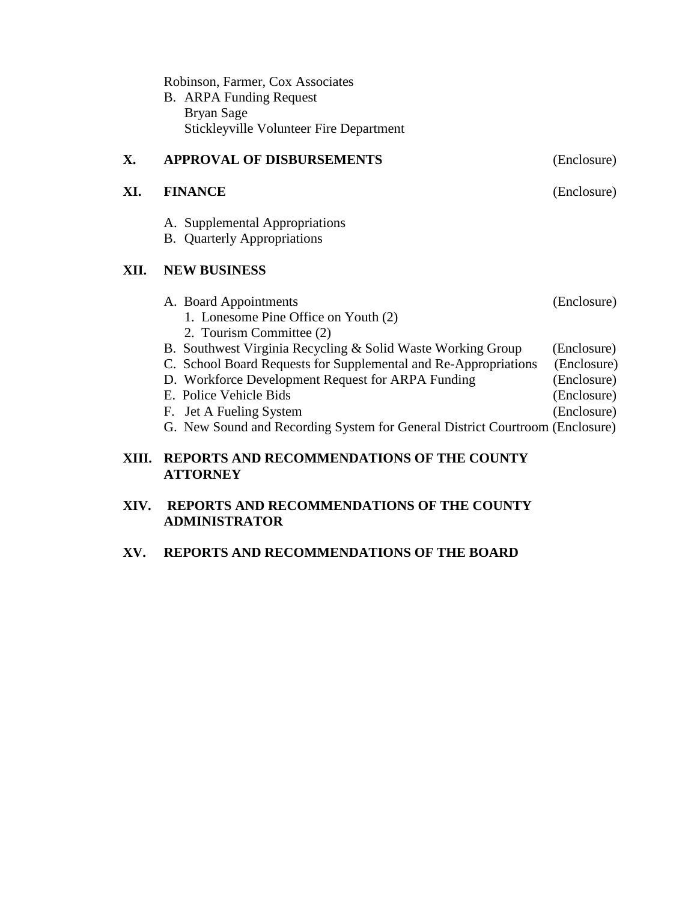Robinson, Farmer, Cox Associates

B. ARPA Funding Request
   Bryan Sage
   Stickleyville Volunteer Fire Department

## X. APPROVAL OF DISBURSEMENTS (Enclosure)

## XI. FINANCE (Enclosure)

A. Supplemental Appropriations
B. Quarterly Appropriations

## XII. NEW BUSINESS

A. Board Appointments (Enclosure)
   1. Lonesome Pine Office on Youth (2)
   2. Tourism Committee (2)
B. Southwest Virginia Recycling & Solid Waste Working Group (Enclosure)
C. School Board Requests for Supplemental and Re-Appropriations (Enclosure)
D. Workforce Development Request for ARPA Funding (Enclosure)
E. Police Vehicle Bids (Enclosure)
F. Jet A Fueling System (Enclosure)
G. New Sound and Recording System for General District Courtroom (Enclosure)

## XIII. REPORTS AND RECOMMENDATIONS OF THE COUNTY ATTORNEY

## XIV. REPORTS AND RECOMMENDATIONS OF THE COUNTY ADMINISTRATOR

## XV. REPORTS AND RECOMMENDATIONS OF THE BOARD